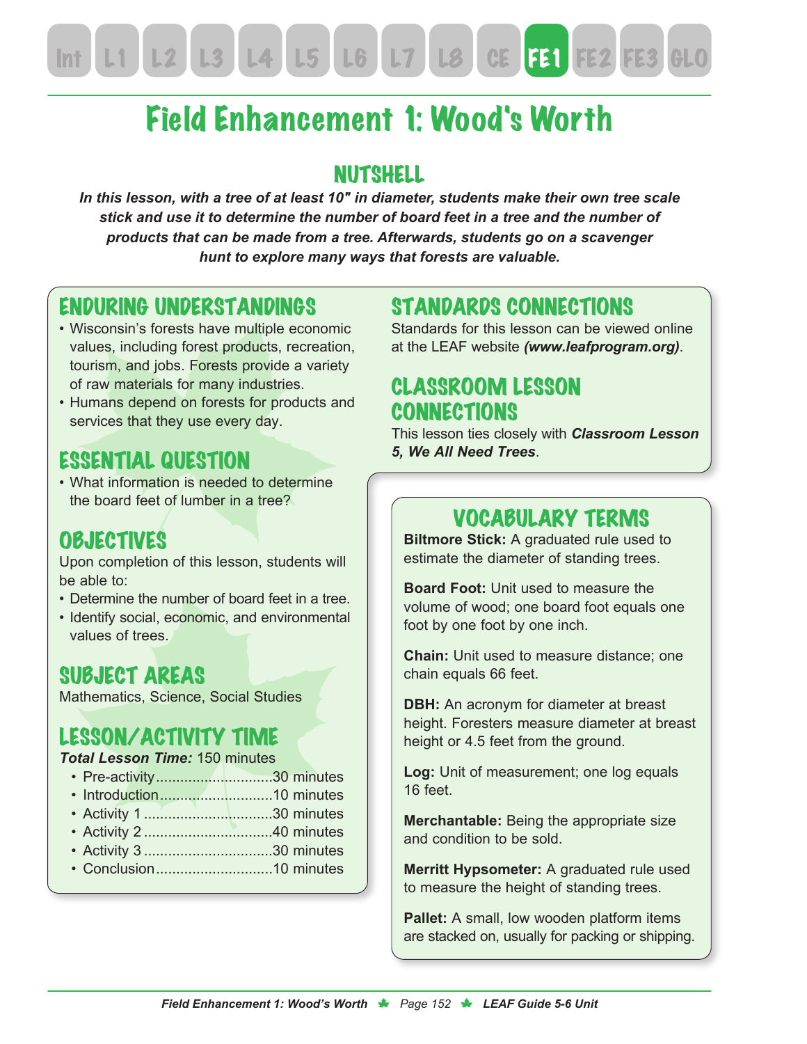# Field Enhancement 1: Wood's Worth

## NUTSHELL

***In this lesson, with a tree of at least 10" in diameter, students make their own tree scale stick and use it to determine the number of board feet in a tree and the number of products that can be made from a tree. Afterwards, students go on a scavenger hunt to explore many ways that forests are valuable.***

## ENDURING UNDERSTANDINGS

- Wisconsin's forests have multiple economic values, including forest products, recreation, tourism, and jobs. Forests provide a variety of raw materials for many industries.
- Humans depend on forests for products and services that they use every day.

## ESSENTIAL QUESTION

- What information is needed to determine the board feet of lumber in a tree?

## OBJECTIVES

Upon completion of this lesson, students will be able to:

- Determine the number of board feet in a tree.
- Identify social, economic, and environmental values of trees.

## SUBJECT AREAS

Mathematics, Science, Social Studies

## LESSON/ACTIVITY TIME

***Total Lesson Time:*** 150 minutes

- Pre-activity............................30 minutes
- Introduction............................10 minutes
- Activity 1................................30 minutes
- Activity 2................................40 minutes
- Activity 3................................30 minutes
- Conclusion.............................10 minutes

## STANDARDS CONNECTIONS

Standards for this lesson can be viewed online at the LEAF website ***(www.leafprogram.org)***.

## CLASSROOM LESSON CONNECTIONS

This lesson ties closely with ***Classroom Lesson 5, We All Need Trees***.

## VOCABULARY TERMS

**Biltmore Stick:** A graduated rule used to estimate the diameter of standing trees.

**Board Foot:** Unit used to measure the volume of wood; one board foot equals one foot by one foot by one inch.

**Chain:** Unit used to measure distance; one chain equals 66 feet.

**DBH:** An acronym for diameter at breast height. Foresters measure diameter at breast height or 4.5 feet from the ground.

**Log:** Unit of measurement; one log equals 16 feet.

**Merchantable:** Being the appropriate size and condition to be sold.

**Merritt Hypsometer:** A graduated rule used to measure the height of standing trees.

**Pallet:** A small, low wooden platform items are stacked on, usually for packing or shipping.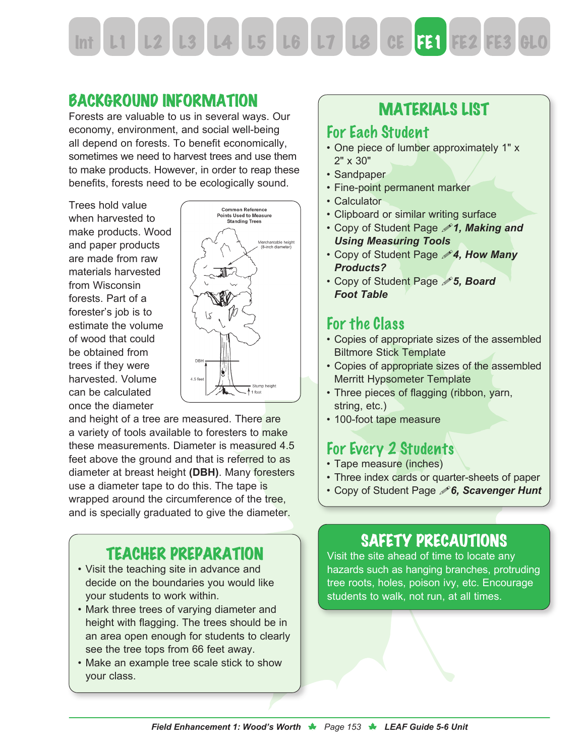## BACKGROUND INFORMATION

Forests are valuable to us in several ways. Our economy, environment, and social well-being all depend on forests. To benefit economically, sometimes we need to harvest trees and use them to make products. However, in order to reap these benefits, forests need to be ecologically sound.

Trees hold value when harvested to make products. Wood and paper products are made from raw materials harvested from Wisconsin forests. Part of a forester's job is to estimate the volume of wood that could be obtained from trees if they were harvested. Volume can be calculated once the diameter and height of a tree are measured. There are a variety of tools available to foresters to make these measurements. Diameter is measured 4.5 feet above the ground and that is referred to as diameter at breast height **(DBH)**. Many foresters use a diameter tape to do this. The tape is wrapped around the circumference of the tree, and is specially graduated to give the diameter.

Common Reference Points Used to Measure Standing Trees

Merchantable height (8-inch diameter)

DBH

4.5 feet

Stump height 1 foot

## TEACHER PREPARATION

- Visit the teaching site in advance and decide on the boundaries you would like your students to work within.
- Mark three trees of varying diameter and height with flagging. The trees should be in an area open enough for students to clearly see the tree tops from 66 feet away.
- Make an example tree scale stick to show your class.

## MATERIALS LIST

### For Each Student

- One piece of lumber approximately 1" x 2" x 30"
- Sandpaper
- Fine-point permanent marker
- Calculator
- Clipboard or similar writing surface
- Copy of Student Page ***1, Making and Using Measuring Tools***
- Copy of Student Page ***4, How Many Products?***
- Copy of Student Page ***5, Board Foot Table***

### For the Class

- Copies of appropriate sizes of the assembled Biltmore Stick Template
- Copies of appropriate sizes of the assembled Merritt Hypsometer Template
- Three pieces of flagging (ribbon, yarn, string, etc.)
- 100-foot tape measure

### For Every 2 Students

- Tape measure (inches)
- Three index cards or quarter-sheets of paper
- Copy of Student Page ***6, Scavenger Hunt***

## SAFETY PRECAUTIONS

Visit the site ahead of time to locate any hazards such as hanging branches, protruding tree roots, holes, poison ivy, etc. Encourage students to walk, not run, at all times.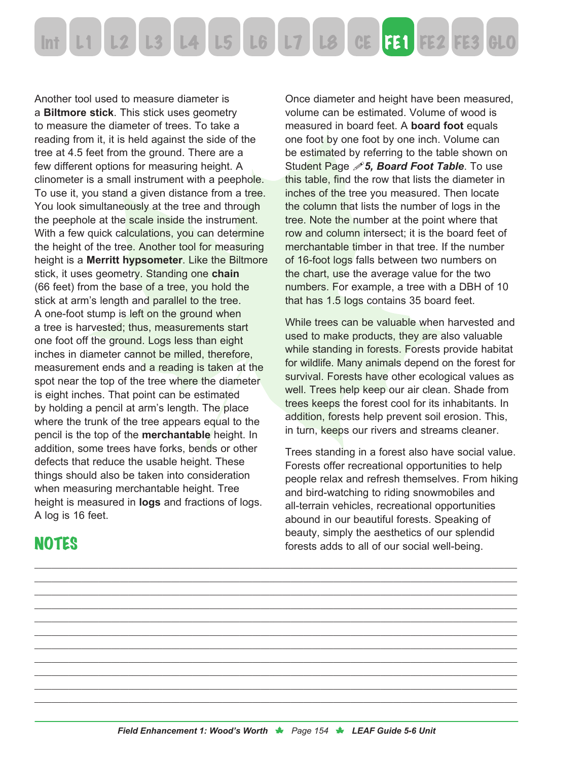Another tool used to measure diameter is a **Biltmore stick**. This stick uses geometry to measure the diameter of trees. To take a reading from it, it is held against the side of the tree at 4.5 feet from the ground. There are a few different options for measuring height. A clinometer is a small instrument with a peephole. To use it, you stand a given distance from a tree. You look simultaneously at the tree and through the peephole at the scale inside the instrument. With a few quick calculations, you can determine the height of the tree. Another tool for measuring height is a **Merritt hypsometer**. Like the Biltmore stick, it uses geometry. Standing one **chain** (66 feet) from the base of a tree, you hold the stick at arm's length and parallel to the tree. A one-foot stump is left on the ground when a tree is harvested; thus, measurements start one foot off the ground. Logs less than eight inches in diameter cannot be milled, therefore, measurement ends and a reading is taken at the spot near the top of the tree where the diameter is eight inches. That point can be estimated by holding a pencil at arm's length. The place where the trunk of the tree appears equal to the pencil is the top of the **merchantable** height. In addition, some trees have forks, bends or other defects that reduce the usable height. These things should also be taken into consideration when measuring merchantable height. Tree height is measured in **logs** and fractions of logs. A log is 16 feet.

Once diameter and height have been measured, volume can be estimated. Volume of wood is measured in board feet. A **board foot** equals one foot by one foot by one inch. Volume can be estimated by referring to the table shown on Student Page ***5, Board Foot Table***. To use this table, find the row that lists the diameter in inches of the tree you measured. Then locate the column that lists the number of logs in the tree. Note the number at the point where that row and column intersect; it is the board feet of merchantable timber in that tree. If the number of 16-foot logs falls between two numbers on the chart, use the average value for the two numbers. For example, a tree with a DBH of 10 that has 1.5 logs contains 35 board feet.

While trees can be valuable when harvested and used to make products, they are also valuable while standing in forests. Forests provide habitat for wildlife. Many animals depend on the forest for survival. Forests have other ecological values as well. Trees help keep our air clean. Shade from trees keeps the forest cool for its inhabitants. In addition, forests help prevent soil erosion. This, in turn, keeps our rivers and streams cleaner.

Trees standing in a forest also have social value. Forests offer recreational opportunities to help people relax and refresh themselves. From hiking and bird-watching to riding snowmobiles and all-terrain vehicles, recreational opportunities abound in our beautiful forests. Speaking of beauty, simply the aesthetics of our splendid forests adds to all of our social well-being.

## NOTES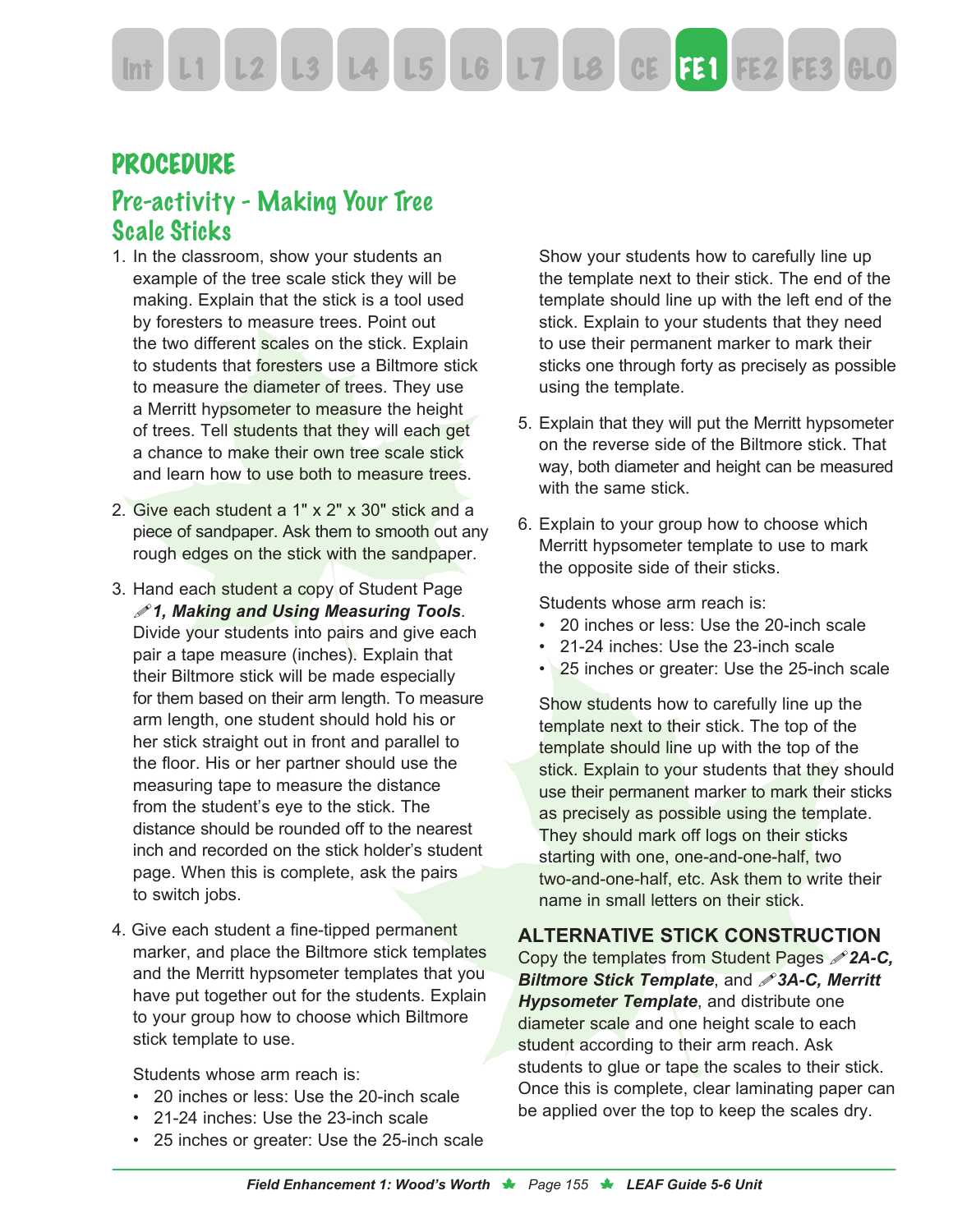# PROCEDURE

## Pre-activity - Making Your Tree Scale Sticks

1. In the classroom, show your students an example of the tree scale stick they will be making. Explain that the stick is a tool used by foresters to measure trees. Point out the two different scales on the stick. Explain to students that foresters use a Biltmore stick to measure the diameter of trees. They use a Merritt hypsometer to measure the height of trees. Tell students that they will each get a chance to make their own tree scale stick and learn how to use both to measure trees.

2. Give each student a 1" x 2" x 30" stick and a piece of sandpaper. Ask them to smooth out any rough edges on the stick with the sandpaper.

3. Hand each student a copy of Student Page ✐***1, Making and Using Measuring Tools***. Divide your students into pairs and give each pair a tape measure (inches). Explain that their Biltmore stick will be made especially for them based on their arm length. To measure arm length, one student should hold his or her stick straight out in front and parallel to the floor. His or her partner should use the measuring tape to measure the distance from the student's eye to the stick. The distance should be rounded off to the nearest inch and recorded on the stick holder's student page. When this is complete, ask the pairs to switch jobs.

4. Give each student a fine-tipped permanent marker, and place the Biltmore stick templates and the Merritt hypsometer templates that you have put together out for the students. Explain to your group how to choose which Biltmore stick template to use.

   Students whose arm reach is:
   - 20 inches or less: Use the 20-inch scale
   - 21-24 inches: Use the 23-inch scale
   - 25 inches or greater: Use the 25-inch scale

   Show your students how to carefully line up the template next to their stick. The end of the template should line up with the left end of the stick. Explain to your students that they need to use their permanent marker to mark their sticks one through forty as precisely as possible using the template.

5. Explain that they will put the Merritt hypsometer on the reverse side of the Biltmore stick. That way, both diameter and height can be measured with the same stick.

6. Explain to your group how to choose which Merritt hypsometer template to use to mark the opposite side of their sticks.

   Students whose arm reach is:
   - 20 inches or less: Use the 20-inch scale
   - 21-24 inches: Use the 23-inch scale
   - 25 inches or greater: Use the 25-inch scale

   Show students how to carefully line up the template next to their stick. The top of the template should line up with the top of the stick. Explain to your students that they should use their permanent marker to mark their sticks as precisely as possible using the template. They should mark off logs on their sticks starting with one, one-and-one-half, two two-and-one-half, etc. Ask them to write their name in small letters on their stick.

### ALTERNATIVE STICK CONSTRUCTION

Copy the templates from Student Pages ✐***2A-C, Biltmore Stick Template***, and ✐***3A-C, Merritt Hypsometer Template***, and distribute one diameter scale and one height scale to each student according to their arm reach. Ask students to glue or tape the scales to their stick. Once this is complete, clear laminating paper can be applied over the top to keep the scales dry.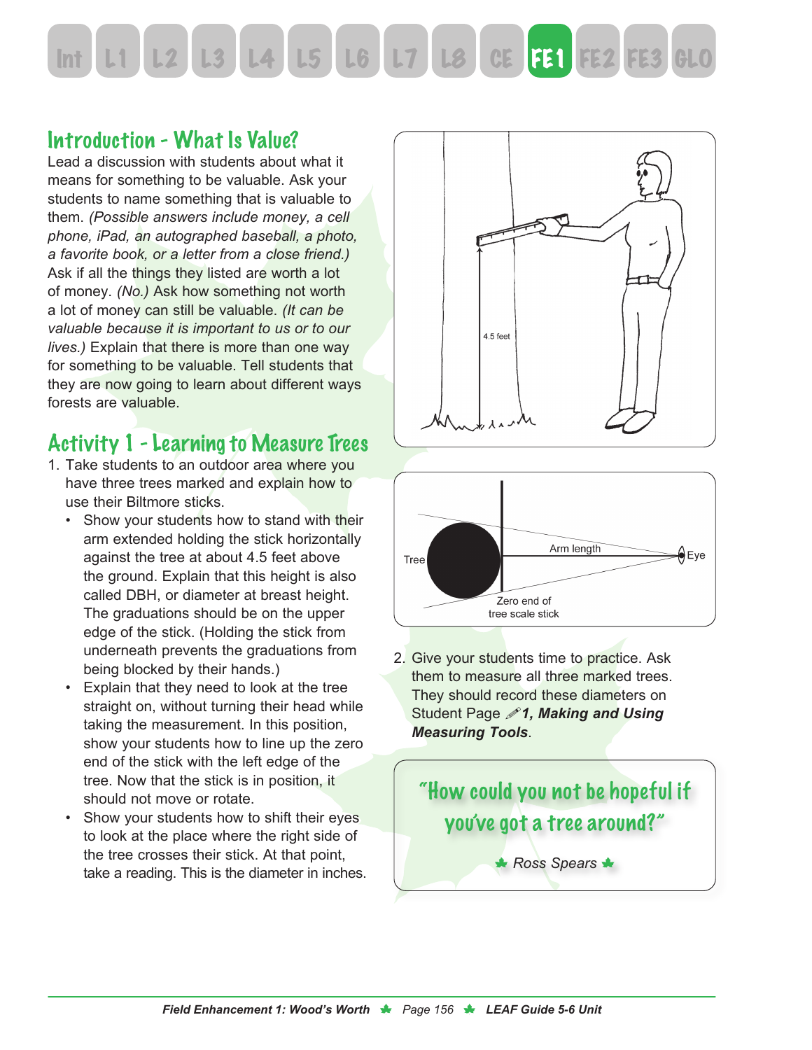## Introduction - What Is Value?

Lead a discussion with students about what it means for something to be valuable. Ask your students to name something that is valuable to them. *(Possible answers include money, a cell phone, iPad, an autographed baseball, a photo, a favorite book, or a letter from a close friend.)* Ask if all the things they listed are worth a lot of money. *(No.)* Ask how something not worth a lot of money can still be valuable. *(It can be valuable because it is important to us or to our lives.)* Explain that there is more than one way for something to be valuable. Tell students that they are now going to learn about different ways forests are valuable.

## Activity 1 - Learning to Measure Trees

1. Take students to an outdoor area where you have three trees marked and explain how to use their Biltmore sticks.
   - Show your students how to stand with their arm extended holding the stick horizontally against the tree at about 4.5 feet above the ground. Explain that this height is also called DBH, or diameter at breast height. The graduations should be on the upper edge of the stick. (Holding the stick from underneath prevents the graduations from being blocked by their hands.)
   - Explain that they need to look at the tree straight on, without turning their head while taking the measurement. In this position, show your students how to line up the zero end of the stick with the left edge of the tree. Now that the stick is in position, it should not move or rotate.
   - Show your students how to shift their eyes to look at the place where the right side of the tree crosses their stick. At that point, take a reading. This is the diameter in inches.

4.5 feet

Tree — Arm length — Eye

Zero end of tree scale stick

2. Give your students time to practice. Ask them to measure all three marked trees. They should record these diameters on Student Page ✐***1, Making and Using Measuring Tools***.

> "How could you not be hopeful if you've got a tree around?"
>
> Ross Spears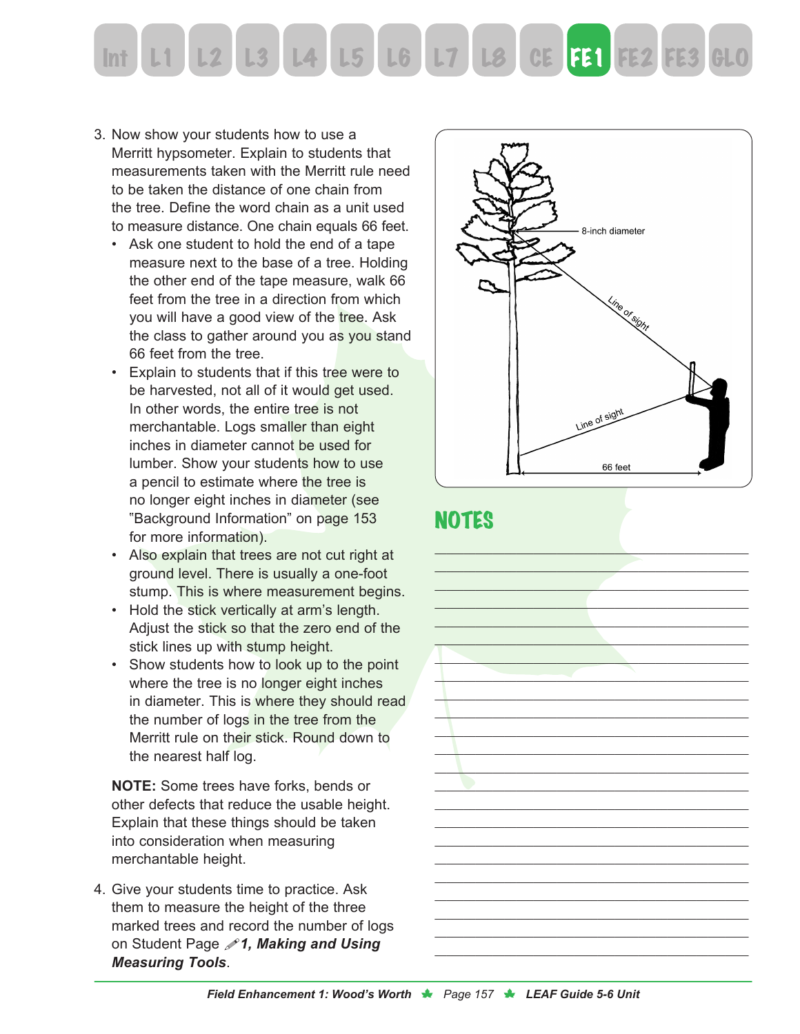3. Now show your students how to use a Merritt hypsometer. Explain to students that measurements taken with the Merritt rule need to be taken the distance of one chain from the tree. Define the word chain as a unit used to measure distance. One chain equals 66 feet.
   - Ask one student to hold the end of a tape measure next to the base of a tree. Holding the other end of the tape measure, walk 66 feet from the tree in a direction from which you will have a good view of the tree. Ask the class to gather around you as you stand 66 feet from the tree.
   - Explain to students that if this tree were to be harvested, not all of it would get used. In other words, the entire tree is not merchantable. Logs smaller than eight inches in diameter cannot be used for lumber. Show your students how to use a pencil to estimate where the tree is no longer eight inches in diameter (see "Background Information" on page 153 for more information).
   - Also explain that trees are not cut right at ground level. There is usually a one-foot stump. This is where measurement begins.
   - Hold the stick vertically at arm's length. Adjust the stick so that the zero end of the stick lines up with stump height.
   - Show students how to look up to the point where the tree is no longer eight inches in diameter. This is where they should read the number of logs in the tree from the Merritt rule on their stick. Round down to the nearest half log.

   **NOTE:** Some trees have forks, bends or other defects that reduce the usable height. Explain that these things should be taken into consideration when measuring merchantable height.

4. Give your students time to practice. Ask them to measure the height of the three marked trees and record the number of logs on Student Page ✐ ***1, Making and Using Measuring Tools***.

8-inch diameter

Line of sight

Line of sight

66 feet

## NOTES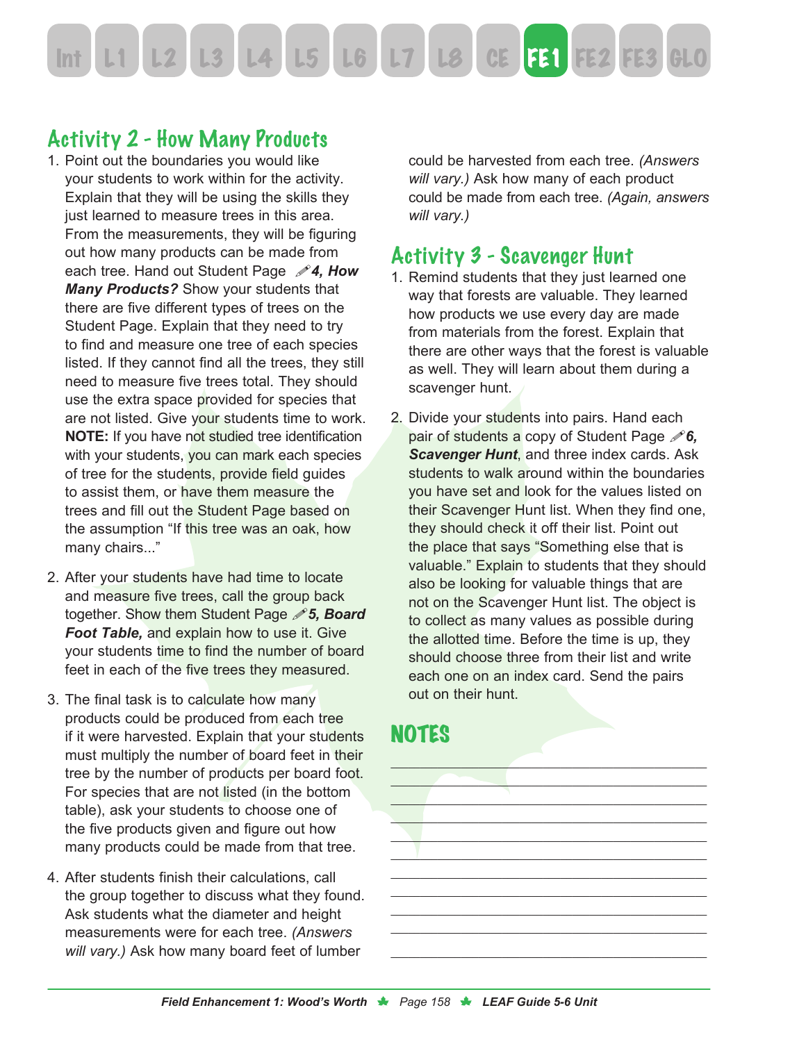## Activity 2 - How Many Products

1. Point out the boundaries you would like your students to work within for the activity. Explain that they will be using the skills they just learned to measure trees in this area. From the measurements, they will be figuring out how many products can be made from each tree. Hand out Student Page ✏***4, How Many Products?*** Show your students that there are five different types of trees on the Student Page. Explain that they need to try to find and measure one tree of each species listed. If they cannot find all the trees, they still need to measure five trees total. They should use the extra space provided for species that are not listed. Give your students time to work. **NOTE:** If you have not studied tree identification with your students, you can mark each species of tree for the students, provide field guides to assist them, or have them measure the trees and fill out the Student Page based on the assumption "If this tree was an oak, how many chairs..."

2. After your students have had time to locate and measure five trees, call the group back together. Show them Student Page ✏***5, Board Foot Table,*** and explain how to use it. Give your students time to find the number of board feet in each of the five trees they measured.

3. The final task is to calculate how many products could be produced from each tree if it were harvested. Explain that your students must multiply the number of board feet in their tree by the number of products per board foot. For species that are not listed (in the bottom table), ask your students to choose one of the five products given and figure out how many products could be made from that tree.

4. After students finish their calculations, call the group together to discuss what they found. Ask students what the diameter and height measurements were for each tree. *(Answers will vary.)* Ask how many board feet of lumber could be harvested from each tree. *(Answers will vary.)* Ask how many of each product could be made from each tree. *(Again, answers will vary.)*

## Activity 3 - Scavenger Hunt

1. Remind students that they just learned one way that forests are valuable. They learned how products we use every day are made from materials from the forest. Explain that there are other ways that the forest is valuable as well. They will learn about them during a scavenger hunt.

2. Divide your students into pairs. Hand each pair of students a copy of Student Page ✏***6, Scavenger Hunt***, and three index cards. Ask students to walk around within the boundaries you have set and look for the values listed on their Scavenger Hunt list. When they find one, they should check it off their list. Point out the place that says "Something else that is valuable." Explain to students that they should also be looking for valuable things that are not on the Scavenger Hunt list. The object is to collect as many values as possible during the allotted time. Before the time is up, they should choose three from their list and write each one on an index card. Send the pairs out on their hunt.

## NOTES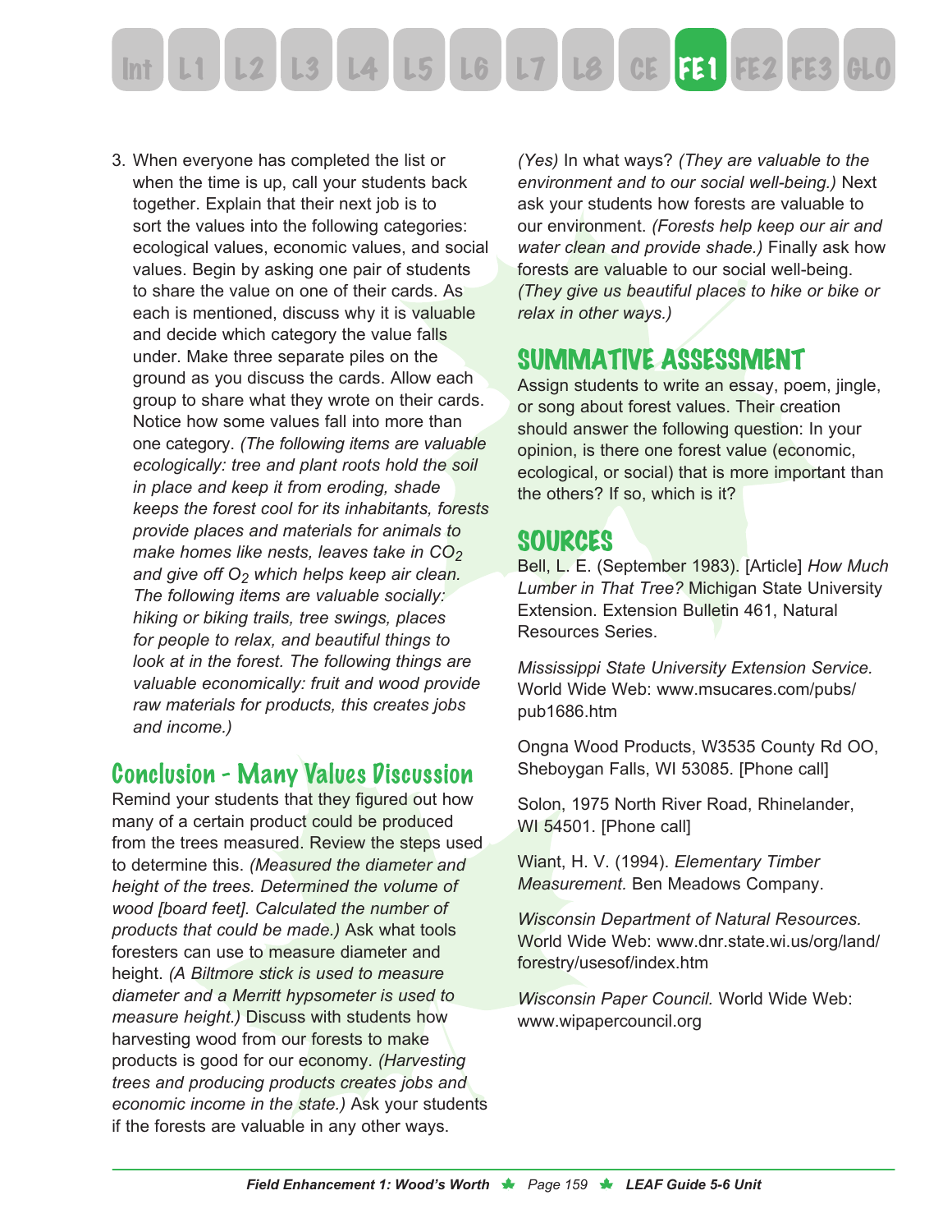3. When everyone has completed the list or when the time is up, call your students back together. Explain that their next job is to sort the values into the following categories: ecological values, economic values, and social values. Begin by asking one pair of students to share the value on one of their cards. As each is mentioned, discuss why it is valuable and decide which category the value falls under. Make three separate piles on the ground as you discuss the cards. Allow each group to share what they wrote on their cards. Notice how some values fall into more than one category. *(The following items are valuable ecologically: tree and plant roots hold the soil in place and keep it from eroding, shade keeps the forest cool for its inhabitants, forests provide places and materials for animals to make homes like nests, leaves take in $CO_2$ and give off $O_2$ which helps keep air clean. The following items are valuable socially: hiking or biking trails, tree swings, places for people to relax, and beautiful things to look at in the forest. The following things are valuable economically: fruit and wood provide raw materials for products, this creates jobs and income.)*

## Conclusion - Many Values Discussion

Remind your students that they figured out how many of a certain product could be produced from the trees measured. Review the steps used to determine this. *(Measured the diameter and height of the trees. Determined the volume of wood [board feet]. Calculated the number of products that could be made.)* Ask what tools foresters can use to measure diameter and height. *(A Biltmore stick is used to measure diameter and a Merritt hypsometer is used to measure height.)* Discuss with students how harvesting wood from our forests to make products is good for our economy. *(Harvesting trees and producing products creates jobs and economic income in the state.)* Ask your students if the forests are valuable in any other ways. *(Yes)* In what ways? *(They are valuable to the environment and to our social well-being.)* Next ask your students how forests are valuable to our environment. *(Forests help keep our air and water clean and provide shade.)* Finally ask how forests are valuable to our social well-being. *(They give us beautiful places to hike or bike or relax in other ways.)*

## SUMMATIVE ASSESSMENT

Assign students to write an essay, poem, jingle, or song about forest values. Their creation should answer the following question: In your opinion, is there one forest value (economic, ecological, or social) that is more important than the others? If so, which is it?

## SOURCES

Bell, L. E. (September 1983). [Article] *How Much Lumber in That Tree?* Michigan State University Extension. Extension Bulletin 461, Natural Resources Series.

*Mississippi State University Extension Service.* World Wide Web: www.msucares.com/pubs/pub1686.htm

Ongna Wood Products, W3535 County Rd OO, Sheboygan Falls, WI 53085. [Phone call]

Solon, 1975 North River Road, Rhinelander, WI 54501. [Phone call]

Wiant, H. V. (1994). *Elementary Timber Measurement.* Ben Meadows Company.

*Wisconsin Department of Natural Resources.* World Wide Web: www.dnr.state.wi.us/org/land/forestry/usesof/index.htm

*Wisconsin Paper Council.* World Wide Web: www.wipapercouncil.org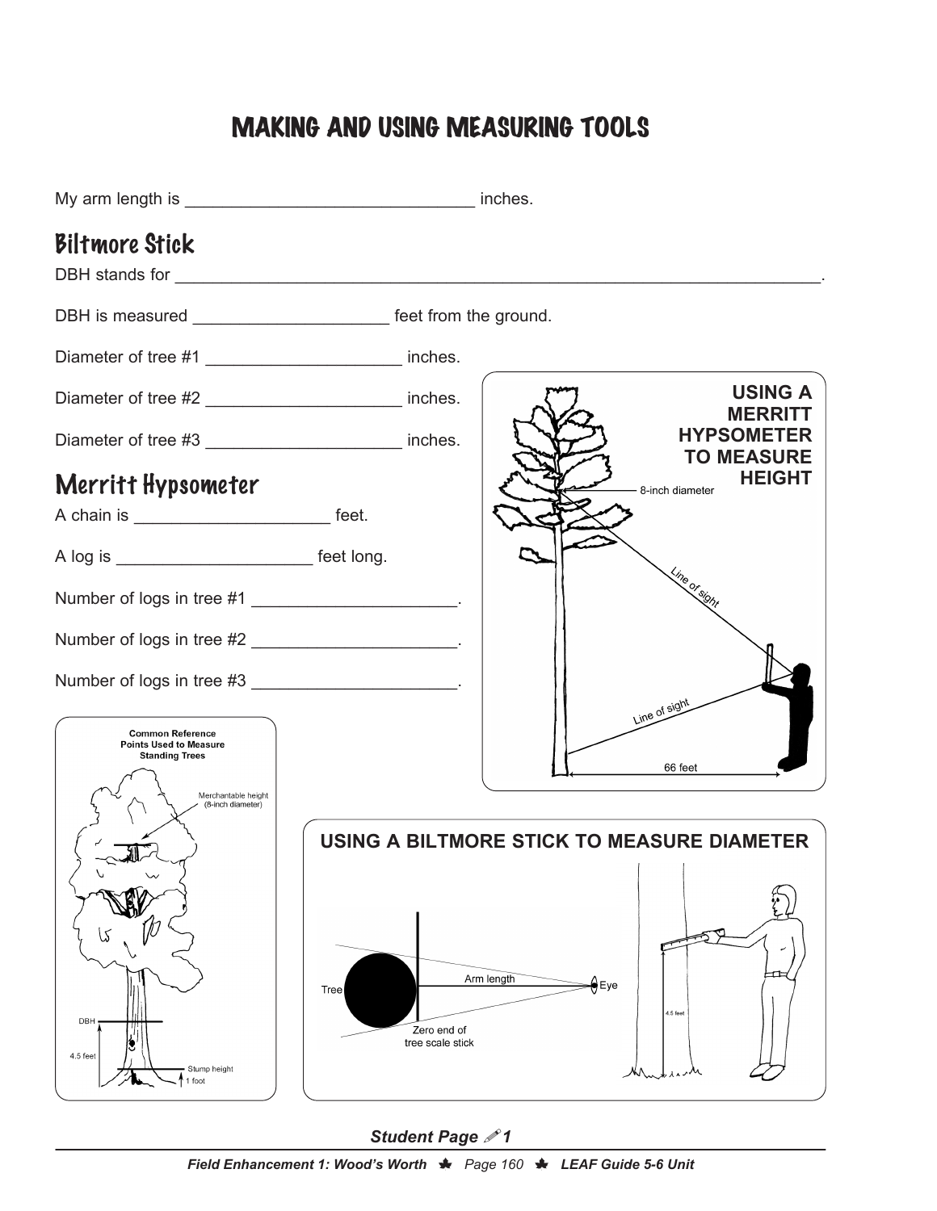# MAKING AND USING MEASURING TOOLS

My arm length is ______________________________ inches.

## Biltmore Stick

DBH stands for ___________________________________________________________________.

DBH is measured ____________________ feet from the ground.

Diameter of tree #1 ____________________ inches.

Diameter of tree #2 ____________________ inches.

Diameter of tree #3 ____________________ inches.

## Merritt Hypsometer

A chain is ____________________ feet.

A log is ____________________ feet long.

Number of logs in tree #1 ______________________.

Number of logs in tree #2 ______________________.

Number of logs in tree #3 ______________________.

**USING A MERRITT HYPSOMETER TO MEASURE HEIGHT**

8-inch diameter

Line of sight

Line of sight

66 feet

**Common Reference Points Used to Measure Standing Trees**

Merchantable height (8-inch diameter)

DBH

4.5 feet

Stump height

1 foot

**USING A BILTMORE STICK TO MEASURE DIAMETER**

Tree

Arm length

Eye

Zero end of tree scale stick

4.5 feet

***Student Page 1***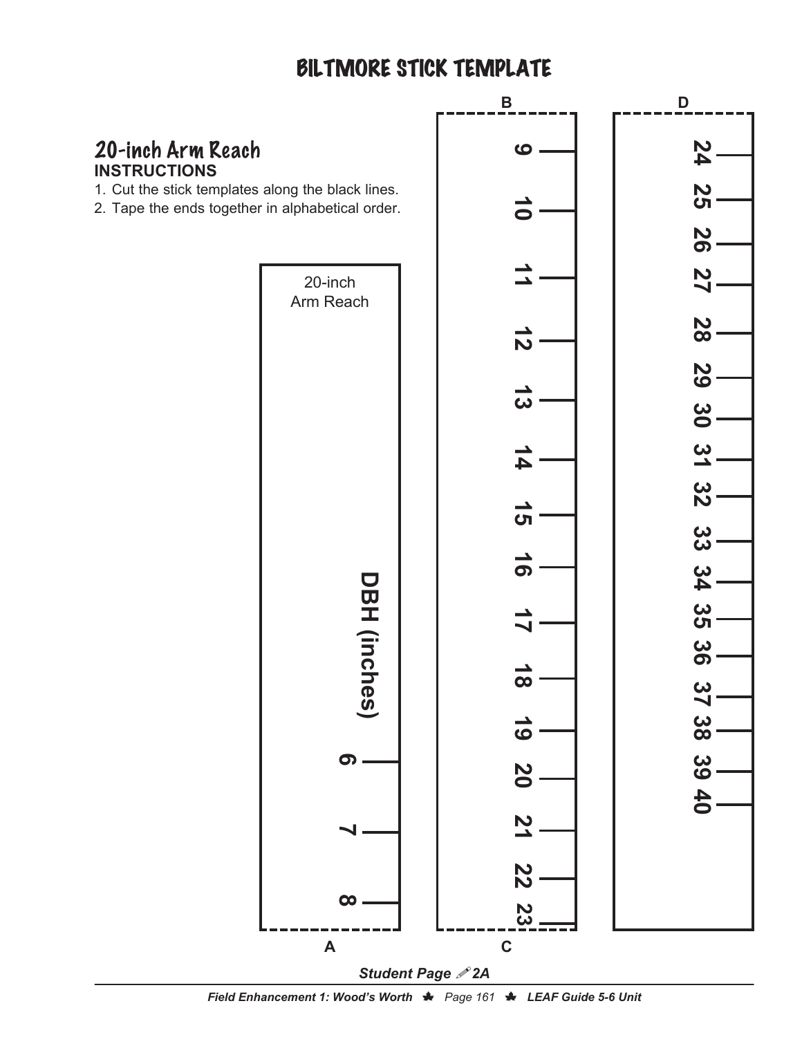# BILTMORE STICK TEMPLATE

## 20-inch Arm Reach

**INSTRUCTIONS**

1. Cut the stick templates along the black lines.
2. Tape the ends together in alphabetical order.

**Strip A** (20-inch Arm Reach)

DBH (inches)

6, 7, 8

A

**Strip B–C**

B

9, 10, 11, 12, 13, 14, 15, 16, 17, 18, 19, 20, 21, 22, 23

C

**Strip D**

D

24, 25, 26, 27, 28, 29, 30, 31, 32, 33, 34, 35, 36, 37, 38, 39, 40

*Student Page 2A*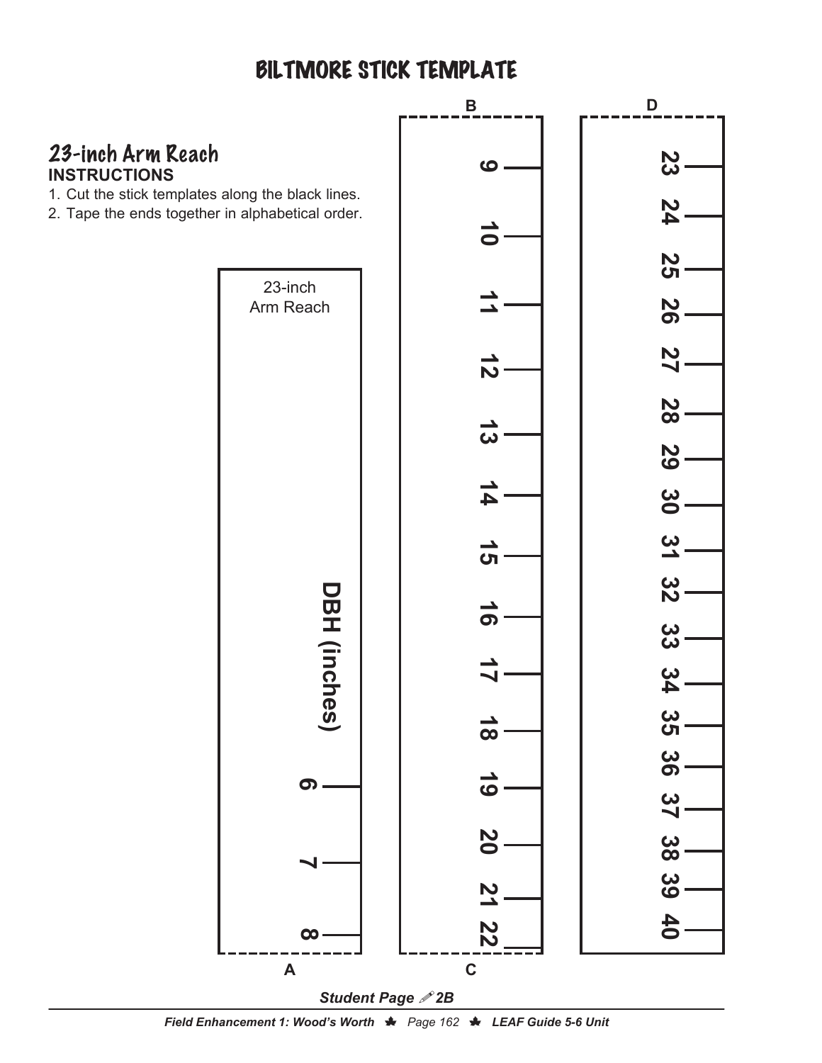# BILTMORE STICK TEMPLATE

## 23-inch Arm Reach

**INSTRUCTIONS**

1. Cut the stick templates along the black lines.
2. Tape the ends together in alphabetical order.

23-inch
Arm Reach

**DBH (inches)**

**6**
**7**
**8**

A

B

**9**
**10**
**11**
**12**
**13**
**14**
**15**
**16**
**17**
**18**
**19**
**20**
**21**
**22**

C

D

**23**
**24**
**25**
**26**
**27**
**28**
**29**
**30**
**31**
**32**
**33**
**34**
**35**
**36**
**37**
**38**
**39**
**40**

***Student Page 2B***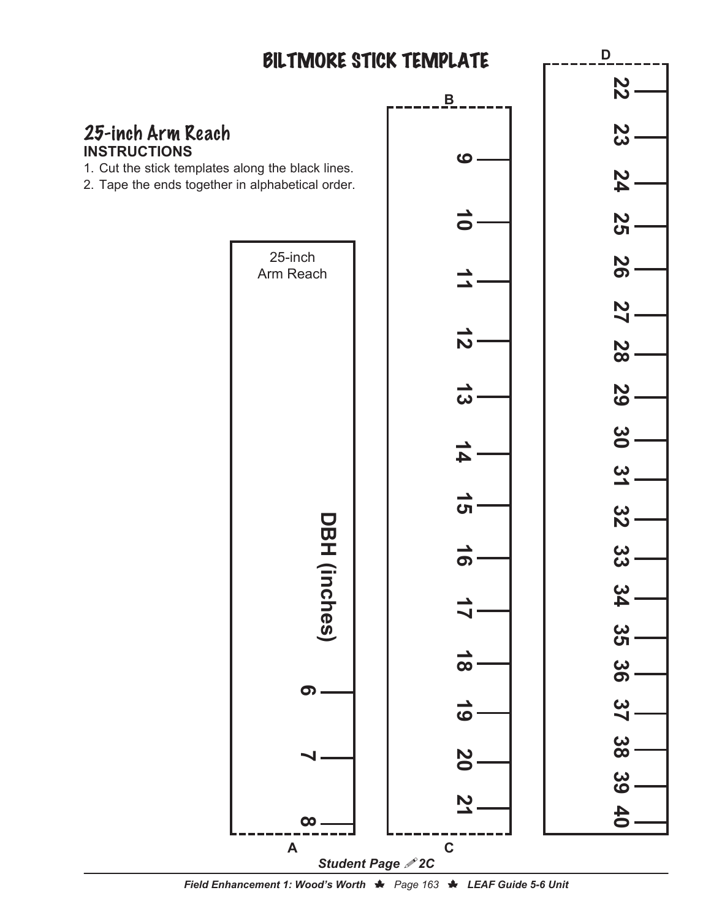# BILTMORE STICK TEMPLATE

## 25-inch Arm Reach

**INSTRUCTIONS**

1. Cut the stick templates along the black lines.
2. Tape the ends together in alphabetical order.

25-inch
Arm Reach

DBH (inches)

6
7
8

A

B

9
10
11
12
13
14
15
16
17
18
19
20
21

C

D

22
23
24
25
26
27
28
29
30
31
32
33
34
35
36
37
38
39
40

*Student Page 2C*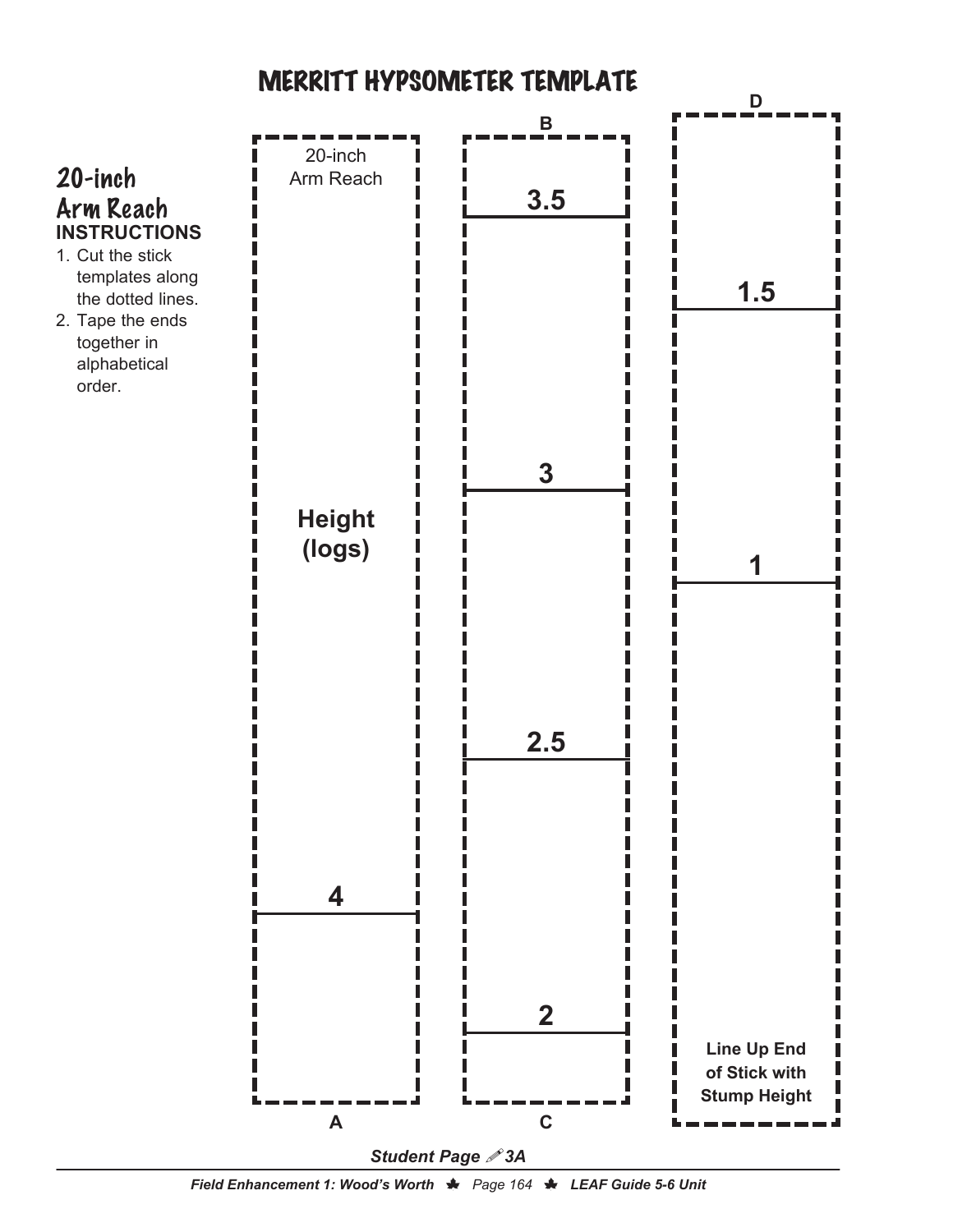# MERRITT HYPSOMETER TEMPLATE

## 20-inch Arm Reach

**INSTRUCTIONS**

1. Cut the stick templates along the dotted lines.
2. Tape the ends together in alphabetical order.

**Stick A–B (top: B, bottom: A)**

20-inch Arm Reach

**Height (logs)**

4

A

**Stick B–C (top: B, bottom: C)**

B

3.5

3

2.5

2

C

**Stick D (top: D)**

D

1.5

1

**Line Up End of Stick with Stump Height**

***Student Page 3A***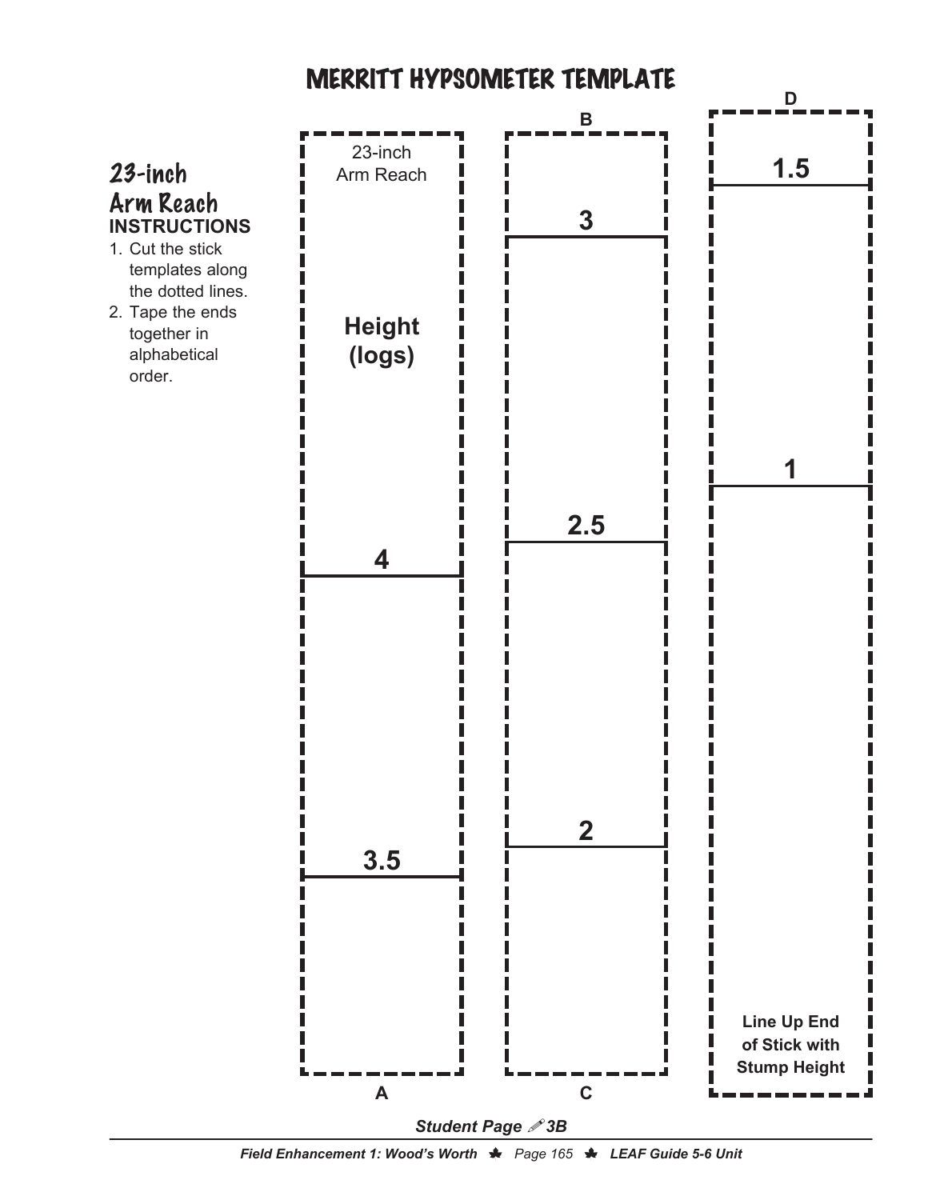# MERRITT HYPSOMETER TEMPLATE

## 23-inch Arm Reach

**INSTRUCTIONS**

1. Cut the stick templates along the dotted lines.
2. Tape the ends together in alphabetical order.

23-inch Arm Reach

**Height (logs)**

**4**

**3.5**

A

B

**3**

**2.5**

**2**

C

D

**1.5**

**1**

**Line Up End of Stick with Stump Height**

***Student Page 3B***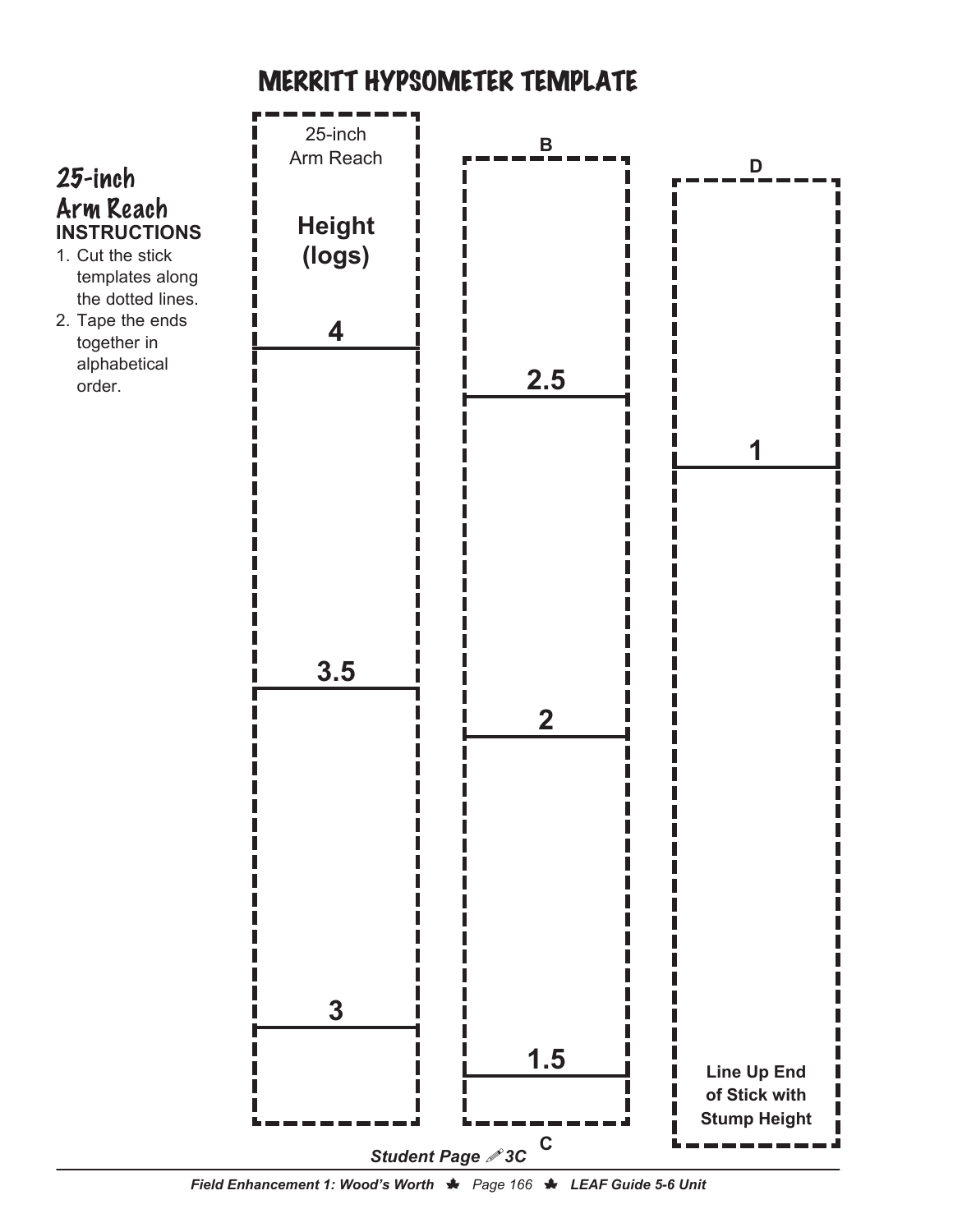# MERRITT HYPSOMETER TEMPLATE

## 25-inch Arm Reach

**INSTRUCTIONS**

1. Cut the stick templates along the dotted lines.
2. Tape the ends together in alphabetical order.

25-inch Arm Reach

**Height (logs)**

**4**

**3.5**

**3**

B

**2.5**

**2**

**1.5**

C

D

**1**

**Line Up End of Stick with Stump Height**

***Student Page 3C***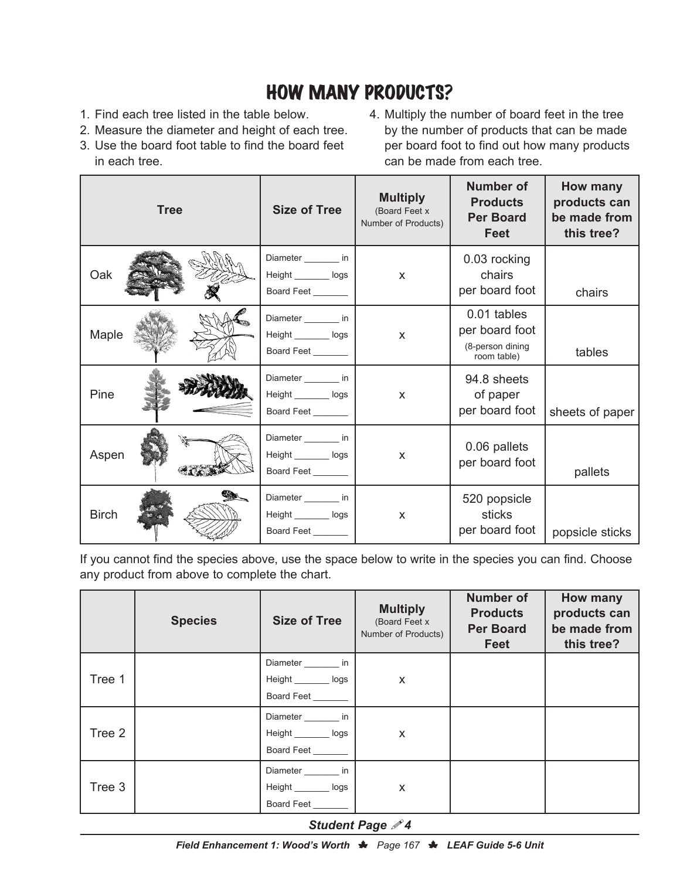# HOW MANY PRODUCTS?

1. Find each tree listed in the table below.
2. Measure the diameter and height of each tree.
3. Use the board foot table to find the board feet in each tree.
4. Multiply the number of board feet in the tree by the number of products that can be made per board foot to find out how many products can be made from each tree.

| Tree | Size of Tree | **Multiply** (Board Feet x Number of Products) | Number of Products Per Board Feet | How many products can be made from this tree? |
|---|---|---|---|---|
| Oak | Diameter _______ in<br>Height _______ logs<br>Board Feet _______ | x | 0.03 rocking chairs per board foot | chairs |
| Maple | Diameter _______ in<br>Height _______ logs<br>Board Feet _______ | x | 0.01 tables per board foot (8-person dining room table) | tables |
| Pine | Diameter _______ in<br>Height _______ logs<br>Board Feet _______ | x | 94.8 sheets of paper per board foot | sheets of paper |
| Aspen | Diameter _______ in<br>Height _______ logs<br>Board Feet _______ | x | 0.06 pallets per board foot | pallets |
| Birch | Diameter _______ in<br>Height _______ logs<br>Board Feet _______ | x | 520 popsicle sticks per board foot | popsicle sticks |

If you cannot find the species above, use the space below to write in the species you can find. Choose any product from above to complete the chart.

| | Species | Size of Tree | **Multiply** (Board Feet x Number of Products) | Number of Products Per Board Feet | How many products can be made from this tree? |
|---|---|---|---|---|---|
| Tree 1 | | Diameter _______ in<br>Height _______ logs<br>Board Feet _______ | x | | |
| Tree 2 | | Diameter _______ in<br>Height _______ logs<br>Board Feet _______ | x | | |
| Tree 3 | | Diameter _______ in<br>Height _______ logs<br>Board Feet _______ | x | | |

***Student Page ✎4***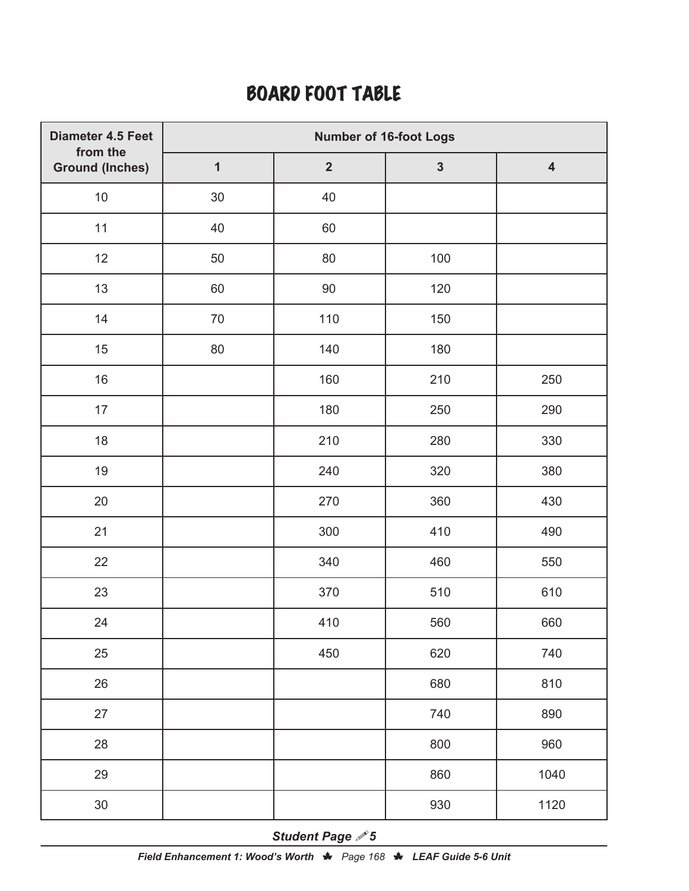# BOARD FOOT TABLE

| Diameter 4.5 Feet from the Ground (Inches) | Number of 16-foot Logs | | | |
|---|---|---|---|---|
| | 1 | 2 | 3 | 4 |
| 10 | 30 | 40 | | |
| 11 | 40 | 60 | | |
| 12 | 50 | 80 | 100 | |
| 13 | 60 | 90 | 120 | |
| 14 | 70 | 110 | 150 | |
| 15 | 80 | 140 | 180 | |
| 16 | | 160 | 210 | 250 |
| 17 | | 180 | 250 | 290 |
| 18 | | 210 | 280 | 330 |
| 19 | | 240 | 320 | 380 |
| 20 | | 270 | 360 | 430 |
| 21 | | 300 | 410 | 490 |
| 22 | | 340 | 460 | 550 |
| 23 | | 370 | 510 | 610 |
| 24 | | 410 | 560 | 660 |
| 25 | | 450 | 620 | 740 |
| 26 | | | 680 | 810 |
| 27 | | | 740 | 890 |
| 28 | | | 800 | 960 |
| 29 | | | 860 | 1040 |
| 30 | | | 930 | 1120 |

***Student Page 5***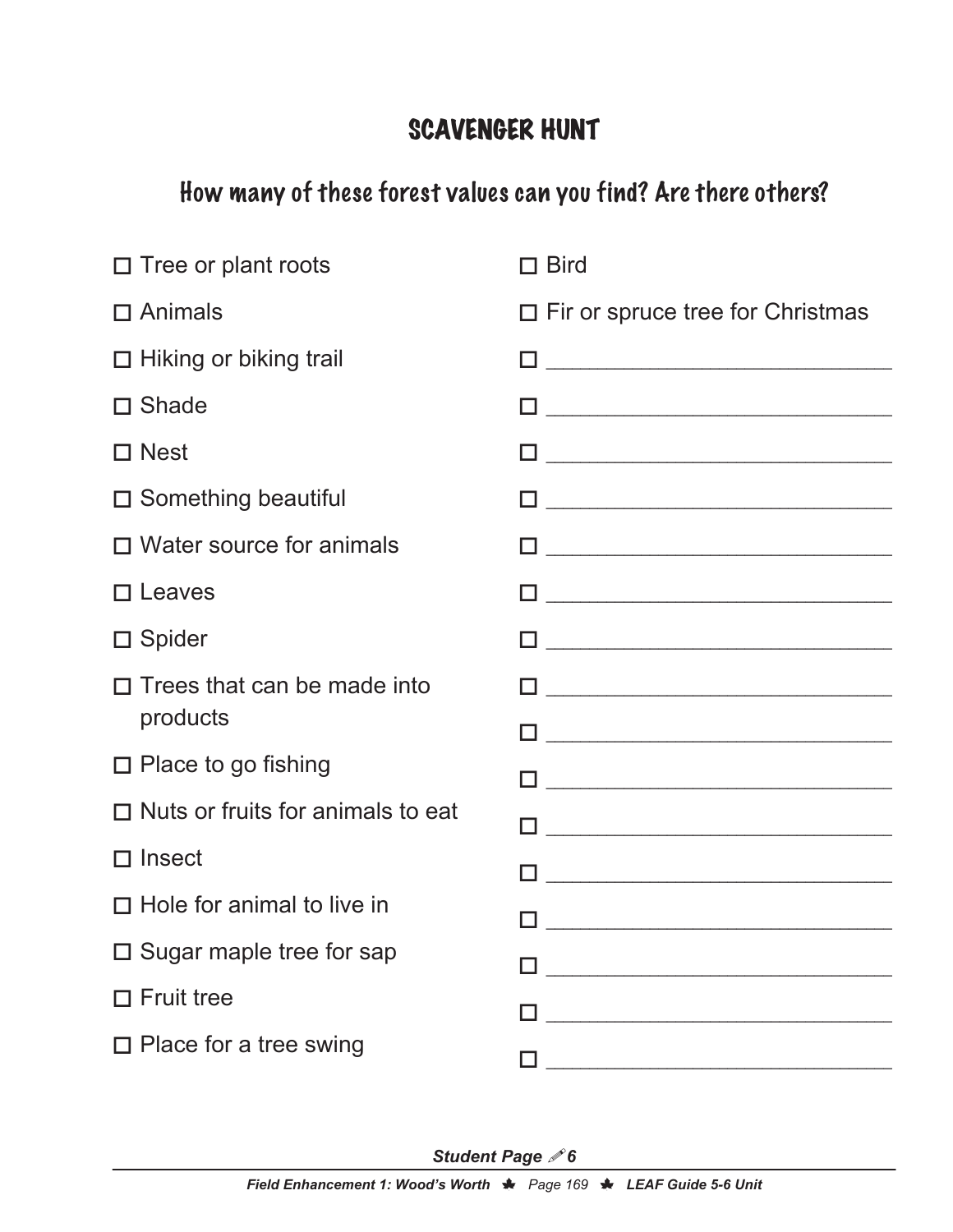# SCAVENGER HUNT

## How many of these forest values can you find? Are there others?

- ☐ Tree or plant roots
- ☐ Animals
- ☐ Hiking or biking trail
- ☐ Shade
- ☐ Nest
- ☐ Something beautiful
- ☐ Water source for animals
- ☐ Leaves
- ☐ Spider
- ☐ Trees that can be made into products
- ☐ Place to go fishing
- ☐ Nuts or fruits for animals to eat
- ☐ Insect
- ☐ Hole for animal to live in
- ☐ Sugar maple tree for sap
- ☐ Fruit tree
- ☐ Place for a tree swing
- ☐ Bird
- ☐ Fir or spruce tree for Christmas
- ☐ ____________________________
- ☐ ____________________________
- ☐ ____________________________
- ☐ ____________________________
- ☐ ____________________________
- ☐ ____________________________
- ☐ ____________________________
- ☐ ____________________________
- ☐ ____________________________
- ☐ ____________________________
- ☐ ____________________________
- ☐ ____________________________
- ☐ ____________________________
- ☐ ____________________________
- ☐ ____________________________
- ☐ ____________________________
- ☐ ____________________________

***Student Page 6***